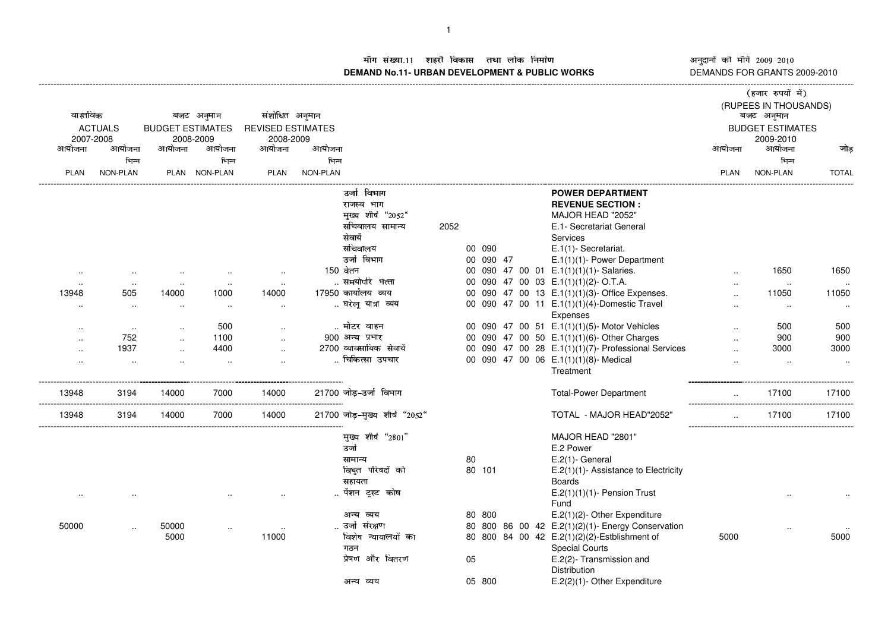# मॉंग संख्या.11 शहरी विकास तथा लोक निर्माण
# DEMAND No.11- URBAN DEVELOPMENT & PUBLIC WORKS

अनुदानों की मॉंगें 2009 2010
DEMANDS FOR GRANTS 2009-2010

(हजार रुपयों में)
(RUPEES IN THOUSANDS)

| वास्तविक ACTUALS 2007-2008 | | बजट अनुमान BUDGET ESTIMATES 2008-2009 | | संशोधित अनुमान REVISED ESTIMATES 2008-2009 | | | | | | बजट अनुमान BUDGET ESTIMATES 2009-2010 | | |
|---|---|---|---|---|---|---|---|---|---|---|---|---|
| आयोजना PLAN | आयोजना भिन्न NON-PLAN | आयोजना PLAN | आयोजना भिन्न NON-PLAN | आयोजना PLAN | आयोजना भिन्न NON-PLAN | | | | | आयोजना PLAN | आयोजना भिन्न NON-PLAN | जोड़ TOTAL |
| | | | | | | उर्जा विभाग | | | POWER DEPARTMENT | | | |
| | | | | | | राजस्व भाग | | | REVENUE SECTION : | | | |
| | | | | | | मुख्य शीर्ष "2052" | | | MAJOR HEAD "2052" | | | |
| | | | | | | सचिवालय सामान्य सेवायें | 2052 | | E.1- Secretariat General Services | | | |
| | | | | | | सचिवालय | | 00 090 | E.1(1)- Secretariat. | | | |
| | | | | | | उर्जा विभाग | | 00 090 47 | E.1(1)(1)- Power Department | | | |
| .. | .. | .. | .. | .. | 150 | वेतन | | 00 090 47 00 01 | E.1(1)(1)(1)- Salaries. | .. | 1650 | 1650 |
| .. | .. | .. | .. | .. | .. | समयोपरि भत्ता | | 00 090 47 00 03 | E.1(1)(1)(2)- O.T.A. | .. | .. | .. |
| 13948 | 505 | 14000 | 1000 | 14000 | 17950 | कार्यालय व्यय | | 00 090 47 00 13 | E.1(1)(1)(3)- Office Expenses. | .. | 11050 | 11050 |
| .. | .. | .. | .. | .. | .. | घरेलू यात्रा व्यय | | 00 090 47 00 11 | E.1(1)(1)(4)-Domestic Travel Expenses | .. | .. | .. |
| .. | .. | .. | 500 | .. | .. | मोटर वाहन | | 00 090 47 00 51 | E.1(1)(1)(5)- Motor Vehicles | .. | 500 | 500 |
| .. | 752 | .. | 1100 | .. | 900 | अन्य प्रभार | | 00 090 47 00 50 | E.1(1)(1)(6)- Other Charges | .. | 900 | 900 |
| .. | 1937 | .. | 4400 | .. | 2700 | व्यावसायिक सेवायें | | 00 090 47 00 28 | E.1(1)(1)(7)- Professional Services | .. | 3000 | 3000 |
| .. | .. | .. | .. | .. | .. | चिकित्सा उपचार | | 00 090 47 00 06 | E.1(1)(1)(8)- Medical Treatment | .. | .. | .. |
| 13948 | 3194 | 14000 | 7000 | 14000 | 21700 | जोड़-उर्जा विभाग | | | Total-Power Department | .. | 17100 | 17100 |
| 13948 | 3194 | 14000 | 7000 | 14000 | 21700 | जोड़-मुख्य शीर्ष "2052" | | | TOTAL - MAJOR HEAD"2052" | .. | 17100 | 17100 |
| | | | | | | मुख्य शीर्ष "2801" | | | MAJOR HEAD "2801" | | | |
| | | | | | | उर्जा | | | E.2 Power | | | |
| | | | | | | सामान्य | | 80 | E.2(1)- General | | | |
| | | | | | | विधुत परिषदों को सहायता | | 80 101 | E.2(1)(1)- Assistance to Electricity Boards | | | |
| .. | .. | | .. | .. | .. | पेंशन ट्रस्ट कोष | | | E.2(1)(1)(1)- Pension Trust Fund | | .. | .. |
| | | | | | | अन्य व्यय | | 80 800 | E.2(1)(2)- Other Expenditure | | | |
| 50000 | .. | 50000 | .. | .. | .. | उर्जा संरक्षण | | 80 800 86 00 42 | E.2(1)(2)(1)- Energy Conservation | | .. | .. |
| | | 5000 | | 11000 | | विशेष न्यायालयों का गठन | | 80 800 84 00 42 | E.2(1)(2)(2)-Estblishment of Special Courts | 5000 | | 5000 |
| | | | | | | प्रेषण और वितरण | | 05 | E.2(2)- Transmission and Distribution | | | |
| | | | | | | अन्य व्यय | | 05 800 | E.2(2)(1)- Other Expenditure | | | |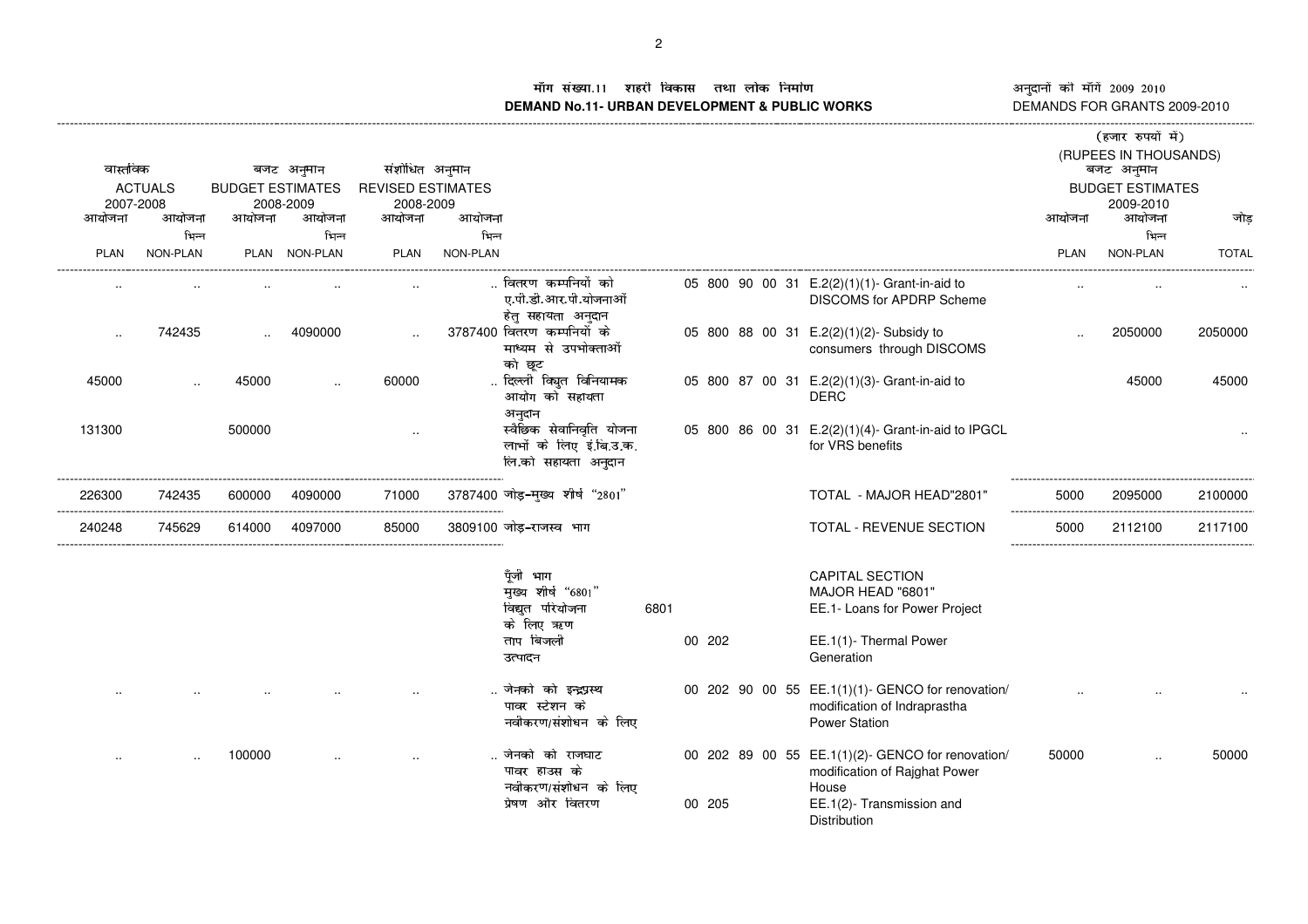# माँग संख्या.11 शहरी विकास तथा लोक निर्माण
# DEMAND No.11- URBAN DEVELOPMENT & PUBLIC WORKS

अनुदानों की माँगें 2009 2010
DEMANDS FOR GRANTS 2009-2010

(हजार रुपयों में)
(RUPEES IN THOUSANDS)

| वास्तविक ACTUALS 2007-2008 | | बजट अनुमान BUDGET ESTIMATES 2008-2009 | | संशोधित अनुमान REVISED ESTIMATES 2008-2009 | | | | | बजट अनुमान BUDGET ESTIMATES 2009-2010 | | |
|---|---|---|---|---|---|---|---|---|---|---|---|
| आयोजना PLAN | आयोजना भिन्न NON-PLAN | आयोजना PLAN | आयोजना भिन्न NON-PLAN | आयोजना PLAN | आयोजना भिन्न NON-PLAN | | | | आयोजना PLAN | आयोजना भिन्न NON-PLAN | जोड़ TOTAL |
| .. | .. | .. | .. | .. | .. | वितरण कम्पनियों को ए.पी.डी.आर.पी.योजनाओं हेतु सहायता अनुदान | 05 800 90 00 31 | E.2(2)(1)(1)- Grant-in-aid to DISCOMS for APDRP Scheme | .. | .. | .. |
| .. | 742435 | .. | 4090000 | .. | 3787400 | वितरण कम्पनियों के माध्यम से उपभोक्ताओं को छूट | 05 800 88 00 31 | E.2(2)(1)(2)- Subsidy to consumers through DISCOMS | .. | 2050000 | 2050000 |
| 45000 | .. | 45000 | .. | 60000 | .. | दिल्ली विद्युत विनियामक आयोग को सहायता अनुदान | 05 800 87 00 31 | E.2(2)(1)(3)- Grant-in-aid to DERC | | 45000 | 45000 |
| 131300 | | 500000 | | .. | | स्वैच्छिक सेवानिवृति योजना लाभों के लिए इं.बि.उ.क. लि.को सहायता अनुदान | 05 800 86 00 31 | E.2(2)(1)(4)- Grant-in-aid to IPGCL for VRS benefits | | | .. |
| 226300 | 742435 | 600000 | 4090000 | 71000 | 3787400 | जोड़-मुख्य शीर्ष "2801" | | TOTAL - MAJOR HEAD"2801" | 5000 | 2095000 | 2100000 |
| 240248 | 745629 | 614000 | 4097000 | 85000 | 3809100 | जोड़-राजस्व भाग | | TOTAL - REVENUE SECTION | 5000 | 2112100 | 2117100 |
| | | | | | | पूँजी भाग | | CAPITAL SECTION | | | |
| | | | | | | मुख्य शीर्ष "6801" | | MAJOR HEAD "6801" | | | |
| | | | | | | विद्युत परियोजना के लिए ऋण | 6801 | EE.1- Loans for Power Project | | | |
| | | | | | | ताप बिजली उत्पादन | 00 202 | EE.1(1)- Thermal Power Generation | | | |
| .. | .. | .. | .. | .. | .. | जेनको को इन्द्रप्रस्थ पावर स्टेशन के नवीकरण/संशोधन के लिए | 00 202 90 00 55 | EE.1(1)(1)- GENCO for renovation/ modification of Indraprastha Power Station | .. | .. | .. |
| .. | .. | 100000 | .. | .. | .. | जेनको को राजघाट पावर हाउस के नवीकरण/संशोधन के लिए | 00 202 89 00 55 | EE.1(1)(2)- GENCO for renovation/ modification of Rajghat Power House | 50000 | .. | 50000 |
| | | | | | | प्रेषण और वितरण | 00 205 | EE.1(2)- Transmission and Distribution | | | |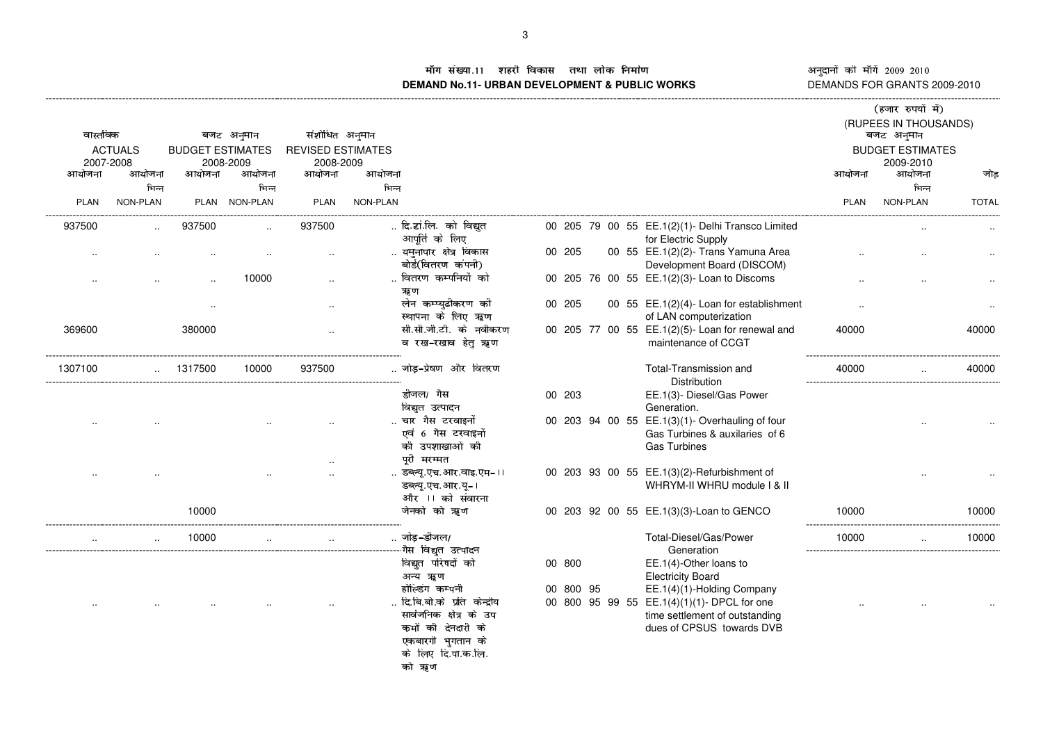# माँग संख्या.11 शहरी विकास तथा लोक निर्माण
# DEMAND No.11- URBAN DEVELOPMENT & PUBLIC WORKS

अनुदानों की माँगें 2009 2010
DEMANDS FOR GRANTS 2009-2010

(हजार रुपयों में)
(RUPEES IN THOUSANDS)

| वास्तविक ACTUALS 2007-2008 | | बजट अनुमान BUDGET ESTIMATES 2008-2009 | | संशोधित अनुमान REVISED ESTIMATES 2008-2009 | | | | | बजट अनुमान BUDGET ESTIMATES 2009-2010 | | |
|---|---|---|---|---|---|---|---|---|---|---|---|
| आयोजना PLAN | आयोजना भिन्न NON-PLAN | आयोजना PLAN | आयोजना भिन्न NON-PLAN | आयोजना PLAN | आयोजना भिन्न NON-PLAN | | | | आयोजना PLAN | आयोजना भिन्न NON-PLAN | जोड़ TOTAL |
| 937500 | .. | 937500 | .. | 937500 | .. | दि.ट्रां.लि. को विद्युत आपूर्ति के लिए | 00 205 79 00 55 | EE.1(2)(1)- Delhi Transco Limited for Electric Supply | | .. | .. |
| .. | .. | .. | .. | .. | .. | यमुनापार क्षेत्र विकास बोर्ड(वितरण कंपनी) | 00 205 00 55 | EE.1(2)(2)- Trans Yamuna Area Development Board (DISCOM) | .. | .. | .. |
| .. | .. | .. | 10000 | .. | .. | वितरण कम्पनियों को ऋण | 00 205 76 00 55 | EE.1(2)(3)- Loan to Discoms | .. | .. | .. |
| | | .. | | .. | | लेन कम्प्युटीकरण की स्थापना के लिए ऋण | 00 205 00 55 | EE.1(2)(4)- Loan for establishment of LAN computerization | .. | | .. |
| 369600 | | 380000 | | .. | | सी.सी.जी.टी. के नवीकरण व रख-रखाव हेतु ऋण | 00 205 77 00 55 | EE.1(2)(5)- Loan for renewal and maintenance of CCGT | 40000 | | 40000 |
| 1307100 | .. | 1317500 | 10000 | 937500 | .. | जोड़-प्रेषण और वितरण | | Total-Transmission and Distribution | 40000 | .. | 40000 |
| | | | | | | डीजल/ गैस विद्युत उत्पादन | 00 203 | EE.1(3)- Diesel/Gas Power Generation. | | | |
| .. | .. | | .. | .. | .. | चार गैस टरबाइनों एवं 6 गैस टरवाइनों की उपशाखाओं की पूरी मरम्मत | 00 203 94 00 55 | EE.1(3)(1)- Overhauling of four Gas Turbines & auxilaries of 6 Gas Turbines | | .. | .. |
| .. | .. | | .. | .. | .. | डब्ल्यू.एच.आर.वाइ.एम-।। डब्ल्यू.एच.आर.यू-। और ।। को संवारना | 00 203 93 00 55 | EE.1(3)(2)-Refurbishment of WHRYM-II WHRU module I & II | | .. | .. |
| | | 10000 | | | | जेनको को ऋण | 00 203 92 00 55 | EE.1(3)(3)-Loan to GENCO | 10000 | | 10000 |
| .. | .. | 10000 | .. | .. | .. | जोड़-डीजल/ गैस विद्युत उत्पादन | | Total-Diesel/Gas/Power Generation | 10000 | .. | 10000 |
| | | | | | | विद्युत परिषदों को अन्य ऋण | 00 800 | EE.1(4)-Other loans to Electricity Board | | | |
| | | | | | | होल्डिंग कम्पनी | 00 800 95 | EE.1(4)(1)-Holding Company | | | |
| .. | .. | .. | .. | .. | .. | दि.बि.बो.के प्रति केन्द्रीय सार्वजनिक क्षेत्र के उपक्रमों की देनदारी के एकबारगी भुगतान के के लिए दि.पा.क.लि. को ऋण | 00 800 95 99 55 | EE.1(4)(1)(1)- DPCL for one time settlement of outstanding dues of CPSUS towards DVB | .. | .. | .. |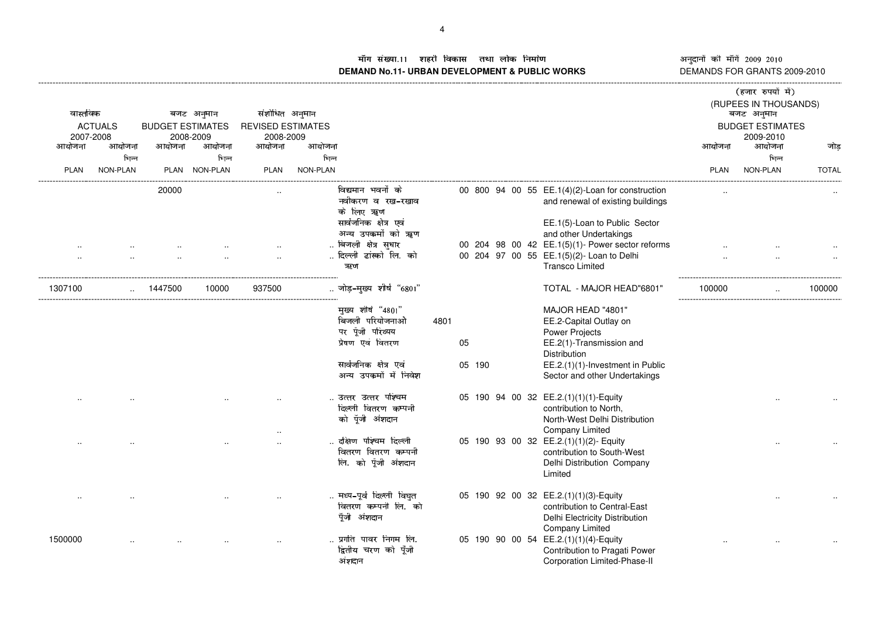# माँग संख्या.11 शहरी विकास तथा लोक निर्माण
# DEMAND No.11- URBAN DEVELOPMENT & PUBLIC WORKS

अनुदानों की माँगें 2009 2010
DEMANDS FOR GRANTS 2009-2010

(हजार रुपयों में)
(RUPEES IN THOUSANDS)

| वास्तविक ACTUALS 2007-2008 | | बजट अनुमान BUDGET ESTIMATES 2008-2009 | | संशोधित अनुमान REVISED ESTIMATES 2008-2009 | | | | | बजट अनुमान BUDGET ESTIMATES 2009-2010 | | |
|---|---|---|---|---|---|---|---|---|---|---|---|
| आयोजना PLAN | आयोजना भिन्न NON-PLAN | आयोजना PLAN | आयोजना भिन्न NON-PLAN | आयोजना PLAN | आयोजना भिन्न NON-PLAN | | | | आयोजना PLAN | आयोजना भिन्न NON-PLAN | जोड़ TOTAL |
| | | 20000 | | .. | | विद्यमान भवनों के नवीकरण व रख-रखाव के लिए ऋण | 00 800 94 00 55 | EE.1(4)(2)-Loan for construction and renewal of existing buildings | .. | | .. |
| | | | | | | सार्वजनिक क्षेत्र एवं अन्य उपक्रमों को ऋण | | EE.1(5)-Loan to Public Sector and other Undertakings | | | |
| .. | .. | .. | .. | .. | .. | बिजली क्षेत्र सुधार | 00 204 98 00 42 | EE.1(5)(1)- Power sector reforms | .. | .. | .. |
| .. | .. | .. | .. | .. | .. | दिल्ली ट्रांस्को लि. को ऋण | 00 204 97 00 55 | EE.1(5)(2)- Loan to Delhi Transco Limited | .. | .. | .. |
| 1307100 | .. | 1447500 | 10000 | 937500 | .. | जोड़-मुख्य शीर्ष "6801" | | TOTAL - MAJOR HEAD"6801" | 100000 | .. | 100000 |
| | | | | | | मुख्य शीर्ष "4801" | | MAJOR HEAD "4801" | | | |
| | | | | | | बिजली परियोजनाओ पर पूंजी परिव्यय | 4801 | EE.2-Capital Outlay on Power Projects | | | |
| | | | | | | प्रेषण एवं वितरण | 05 | EE.2(1)-Transmission and Distribution | | | |
| | | | | | | सार्वजनिक क्षेत्र एवं अन्य उपक्रमों में निवेश | 05 190 | EE.2.(1)(1)-Investment in Public Sector and other Undertakings | | | |
| .. | .. | | .. | .. | .. | उत्तर उत्तर पश्चिम दिल्ली वितरण कम्पनी को पूँजी अंशदान | 05 190 94 00 32 | EE.2.(1)(1)(1)-Equity contribution to North, North-West Delhi Distribution Company Limited | | .. | .. |
| .. | .. | | .. | .. | .. | दक्षिण पश्चिम दिल्ली वितरण वितरण कम्पनी लि. को पूंजी अंशदान | 05 190 93 00 32 | EE.2.(1)(1)(2)- Equity contribution to South-West Delhi Distribution Company Limited | | .. | .. |
| .. | .. | | .. | .. | .. | मध्य-पूर्व दिल्ली विद्युत वितरण कम्पनी लि. को पूँजी अंशदान | 05 190 92 00 32 | EE.2.(1)(1)(3)-Equity contribution to Central-East Delhi Electricity Distribution Company Limited | | .. | .. |
| 1500000 | .. | .. | .. | .. | .. | प्रगति पावर निगम लि. द्वितीय चरण को पूँजी अंशदान | 05 190 90 00 54 | EE.2.(1)(1)(4)-Equity Contribution to Pragati Power Corporation Limited-Phase-II | .. | .. | .. |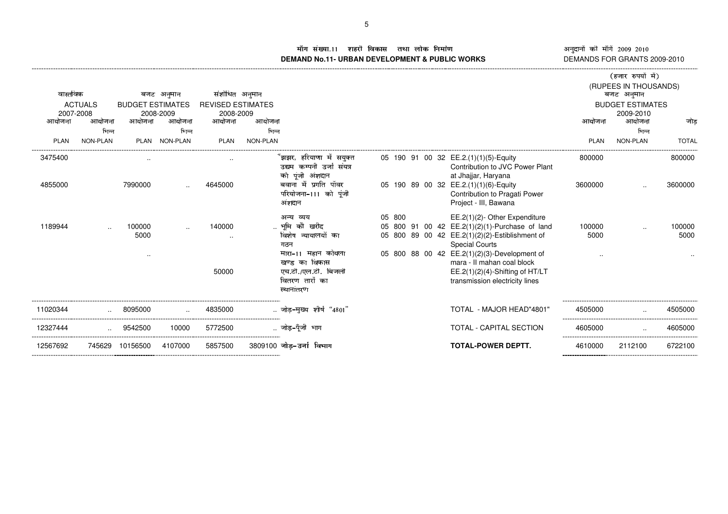# माँग संख्या.11 शहरी विकास तथा लोक निर्माण
# DEMAND No.11- URBAN DEVELOPMENT & PUBLIC WORKS

अनुदानों की माँगें 2009 2010
DEMANDS FOR GRANTS 2009-2010

(हजार रुपयों में)
(RUPEES IN THOUSANDS)

| वास्तविक ACTUALS 2007-2008 | | बजट अनुमान BUDGET ESTIMATES 2008-2009 | | संशोधित अनुमान REVISED ESTIMATES 2008-2009 | | | | | बजट अनुमान BUDGET ESTIMATES 2009-2010 | | |
|---|---|---|---|---|---|---|---|---|---|---|---|
| आयोजना PLAN | आयोजना भिन्न NON-PLAN | आयोजना PLAN | आयोजना भिन्न NON-PLAN | आयोजना PLAN | आयोजना भिन्न NON-PLAN | | | | आयोजना PLAN | आयोजना भिन्न NON-PLAN | जोड़ TOTAL |
| 3475400 | | .. | | .. | | झझर, हरियाणा में सयुक्त उद्यम कम्पनी उर्जा संयत्र को पूंजी अंशदान | 05 190 91 00 32 | EE.2.(1)(1)(5)-Equity Contribution to JVC Power Plant at Jhajjar, Haryana | 800000 | | 800000 |
| 4855000 | | 7990000 | .. | 4645000 | | बवाना में प्रगति पॉवर परियोजना-111 को पूंजी अंशदान | 05 190 89 00 32 | EE.2.(1)(1)(6)-Equity Contribution to Pragati Power Project - III, Bawana | 3600000 | .. | 3600000 |
| | | | | | | अन्य व्यय | 05 800 | EE.2(1)(2)- Other Expenditure | | | |
| 1189944 | .. | 100000 | .. | 140000 | .. | भूमि की खरीद | 05 800 91 00 42 | EE.2(1)(2)(1)-Purchase of land | 100000 | .. | 100000 |
| | | 5000 | | .. | | विशेष न्यायालयों का गठन | 05 800 89 00 42 | EE.2(1)(2)(2)-Estiblishment of Special Courts | 5000 | | 5000 |
| | | .. | | | | मारा-11 महान कोयला खण्ड का विकास | 05 800 88 00 42 | EE.2(1)(2)(3)-Development of mara - II mahan coal block | .. | | .. |
| | | | | 50000 | | एच.टी./एल.टी. बिजली वितरण तारों का स्थानांतरण | | EE.2(1)(2)(4)-Shifting of HT/LT transmission electricity lines | | | |
| 11020344 | .. | 8095000 | .. | 4835000 | .. | जोड़-मुख्य शीर्ष "4801" | | TOTAL - MAJOR HEAD"4801" | 4505000 | .. | 4505000 |
| 12327444 | .. | 9542500 | 10000 | 5772500 | .. | जोड़-पूँजी भाग | | TOTAL - CAPITAL SECTION | 4605000 | .. | 4605000 |
| 12567692 | 745629 | 10156500 | 4107000 | 5857500 | 3809100 | **जोड़-उर्जा विभाग** | | **TOTAL-POWER DEPTT.** | 4610000 | 2112100 | 6722100 |